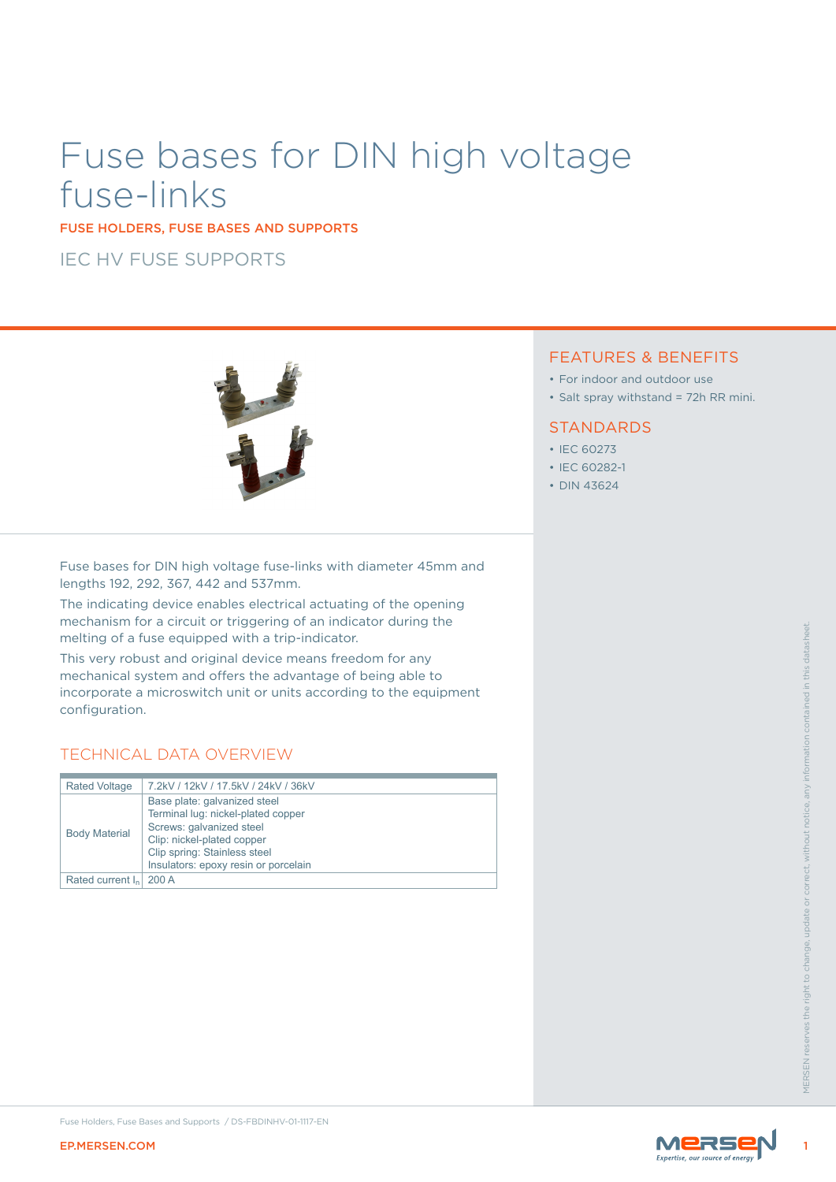# Fuse bases for DIN high voltage fuse-links

FUSE HOLDERS, FUSE BASES AND SUPPORTS

## IEC HV FUSE SUPPORTS

## FEATURES & BENEFITS

- For indoor and outdoor use
- Salt spray withstand = 72h RR mini.

## STANDARDS

- IEC 60273
- IEC 60282-1
- DIN 43624

Fuse bases for DIN high voltage fuse-links with diameter 45mm and lengths 192, 292, 367, 442 and 537mm.

The indicating device enables electrical actuating of the opening mechanism for a circuit or triggering of an indicator during the melting of a fuse equipped with a trip-indicator.

This very robust and original device means freedom for any mechanical system and offers the advantage of being able to incorporate a microswitch unit or units according to the equipment configuration.

## TECHNICAL DATA OVERVIEW

| | |
|---|---|
| Rated Voltage | 7.2kV / 12kV / 17.5kV / 24kV / 36kV |
| Body Material | Base plate: galvanized steel<br>Terminal lug: nickel-plated copper<br>Screws: galvanized steel<br>Clip: nickel-plated copper<br>Clip spring: Stainless steel<br>Insulators: epoxy resin or porcelain |
| Rated current $I_n$ | 200 A |

MERSEN reserves the right to change, update or correct, without notice, any information contained in this datasheet.

Fuse Holders, Fuse Bases and Supports / DS-FBDINHV-01-1117-EN

EP.MERSEN.COM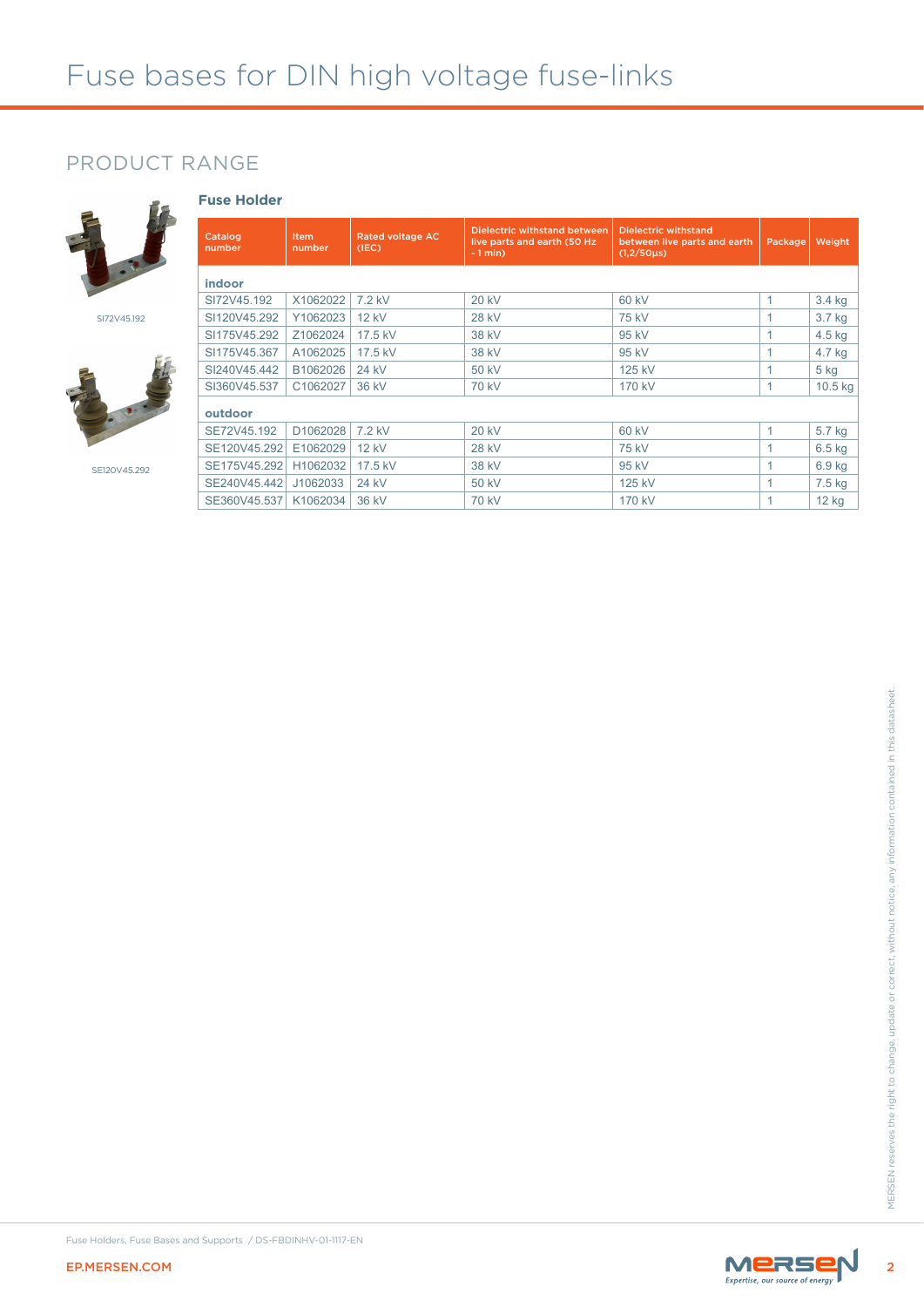# Fuse bases for DIN high voltage fuse-links

## PRODUCT RANGE

SI72V45.192

SE120V45.292

### Fuse Holder

| Catalog number | Item number | Rated voltage AC (IEC) | Dielectric withstand between live parts and earth (50 Hz - 1 min) | Dielectric withstand between live parts and earth (1,2/50µs) | Package | Weight |
|---|---|---|---|---|---|---|
| **indoor** | | | | | | |
| SI72V45.192 | X1062022 | 7.2 kV | 20 kV | 60 kV | 1 | 3.4 kg |
| SI120V45.292 | Y1062023 | 12 kV | 28 kV | 75 kV | 1 | 3.7 kg |
| SI175V45.292 | Z1062024 | 17.5 kV | 38 kV | 95 kV | 1 | 4.5 kg |
| SI175V45.367 | A1062025 | 17.5 kV | 38 kV | 95 kV | 1 | 4.7 kg |
| SI240V45.442 | B1062026 | 24 kV | 50 kV | 125 kV | 1 | 5 kg |
| SI360V45.537 | C1062027 | 36 kV | 70 kV | 170 kV | 1 | 10.5 kg |
| **outdoor** | | | | | | |
| SE72V45.192 | D1062028 | 7.2 kV | 20 kV | 60 kV | 1 | 5.7 kg |
| SE120V45.292 | E1062029 | 12 kV | 28 kV | 75 kV | 1 | 6.5 kg |
| SE175V45.292 | H1062032 | 17.5 kV | 38 kV | 95 kV | 1 | 6.9 kg |
| SE240V45.442 | J1062033 | 24 kV | 50 kV | 125 kV | 1 | 7.5 kg |
| SE360V45.537 | K1062034 | 36 kV | 70 kV | 170 kV | 1 | 12 kg |

MERSEN reserves the right to change, update or correct, without notice, any information contained in this datasheet.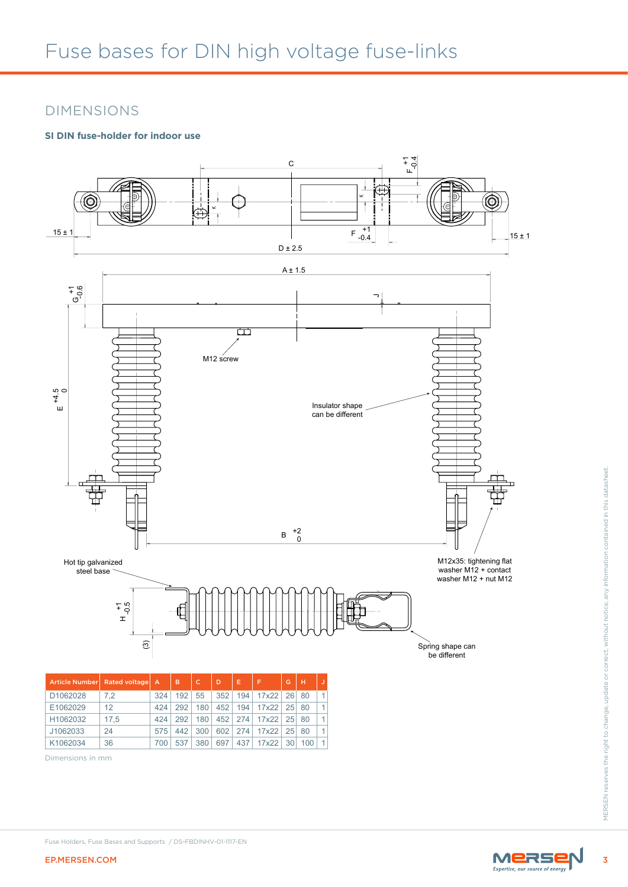# Fuse bases for DIN high voltage fuse-links

## DIMENSIONS

### SI DIN fuse-holder for indoor use

M12 screw

Insulator shape can be different

Hot tip galvanized steel base

M12x35: tightening flat washer M12 + contact washer M12 + nut M12

Spring shape can be different

| Article Number | Rated voltage | A | B | C | D | E | F | G | H | J |
|---|---|---|---|---|---|---|---|---|---|---|
| D1062028 | 7,2 | 324 | 192 | 55 | 352 | 194 | 17x22 | 26 | 80 | 1 |
| E1062029 | 12 | 424 | 292 | 180 | 452 | 194 | 17x22 | 25 | 80 | 1 |
| H1062032 | 17,5 | 424 | 292 | 180 | 452 | 274 | 17x22 | 25 | 80 | 1 |
| J1062033 | 24 | 575 | 442 | 300 | 602 | 274 | 17x22 | 25 | 80 | 1 |
| K1062034 | 36 | 700 | 537 | 380 | 697 | 437 | 17x22 | 30 | 100 | 1 |

Dimensions in mm

MERSEN reserves the right to change, update or correct, without notice, any information contained in this datasheet.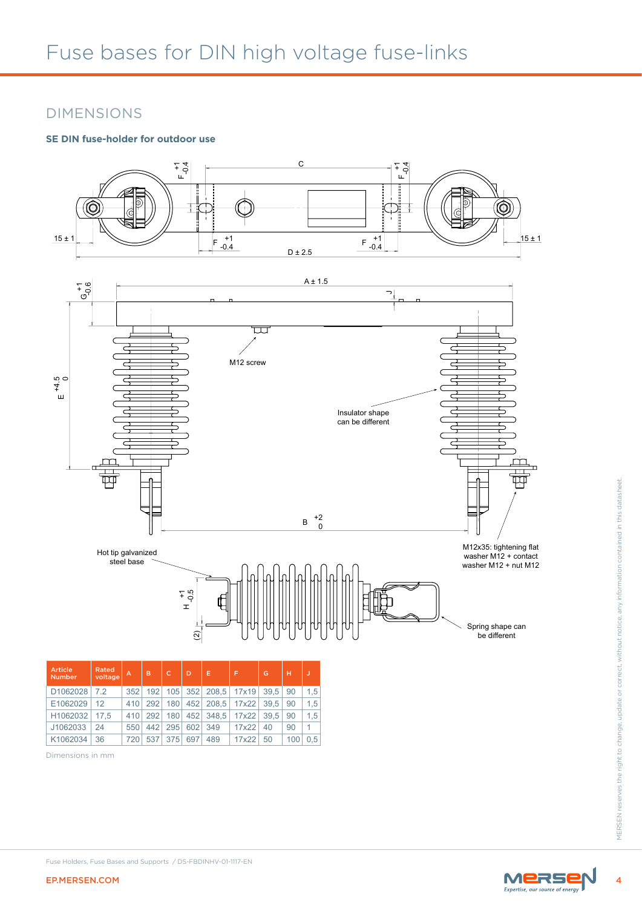# Fuse bases for DIN high voltage fuse-links

## DIMENSIONS

### SE DIN fuse-holder for outdoor use

C

F $^{+1}_{-0.4}$

15 ± 1

D ± 2.5

A ± 1.5

G $^{+1}_{-0.6}$

J

E $^{+4.5}_{0}$

M12 screw

Insulator shape can be different

B $^{+2}_{0}$

Hot tip galvanized steel base

M12x35: tightening flat washer M12 + contact washer M12 + nut M12

H $^{+1}_{-0.5}$

(2)

Spring shape can be different

| Article Number | Rated voltage | A | B | C | D | E | F | G | H | J |
|---|---|---|---|---|---|---|---|---|---|---|
| D1062028 | 7.2 | 352 | 192 | 105 | 352 | 208,5 | 17x19 | 39,5 | 90 | 1,5 |
| E1062029 | 12 | 410 | 292 | 180 | 452 | 208,5 | 17x22 | 39,5 | 90 | 1,5 |
| H1062032 | 17,5 | 410 | 292 | 180 | 452 | 348,5 | 17x22 | 39,5 | 90 | 1,5 |
| J1062033 | 24 | 550 | 442 | 295 | 602 | 349 | 17x22 | 40 | 90 | 1 |
| K1062034 | 36 | 720 | 537 | 375 | 697 | 489 | 17x22 | 50 | 100 | 0,5 |

Dimensions in mm

MERSEN reserves the right to change, update or correct, without notice, any information contained in this datasheet.

Fuse Holders, Fuse Bases and Supports / DS-FBDINHV-01-1117-EN

EP.MERSEN.COM